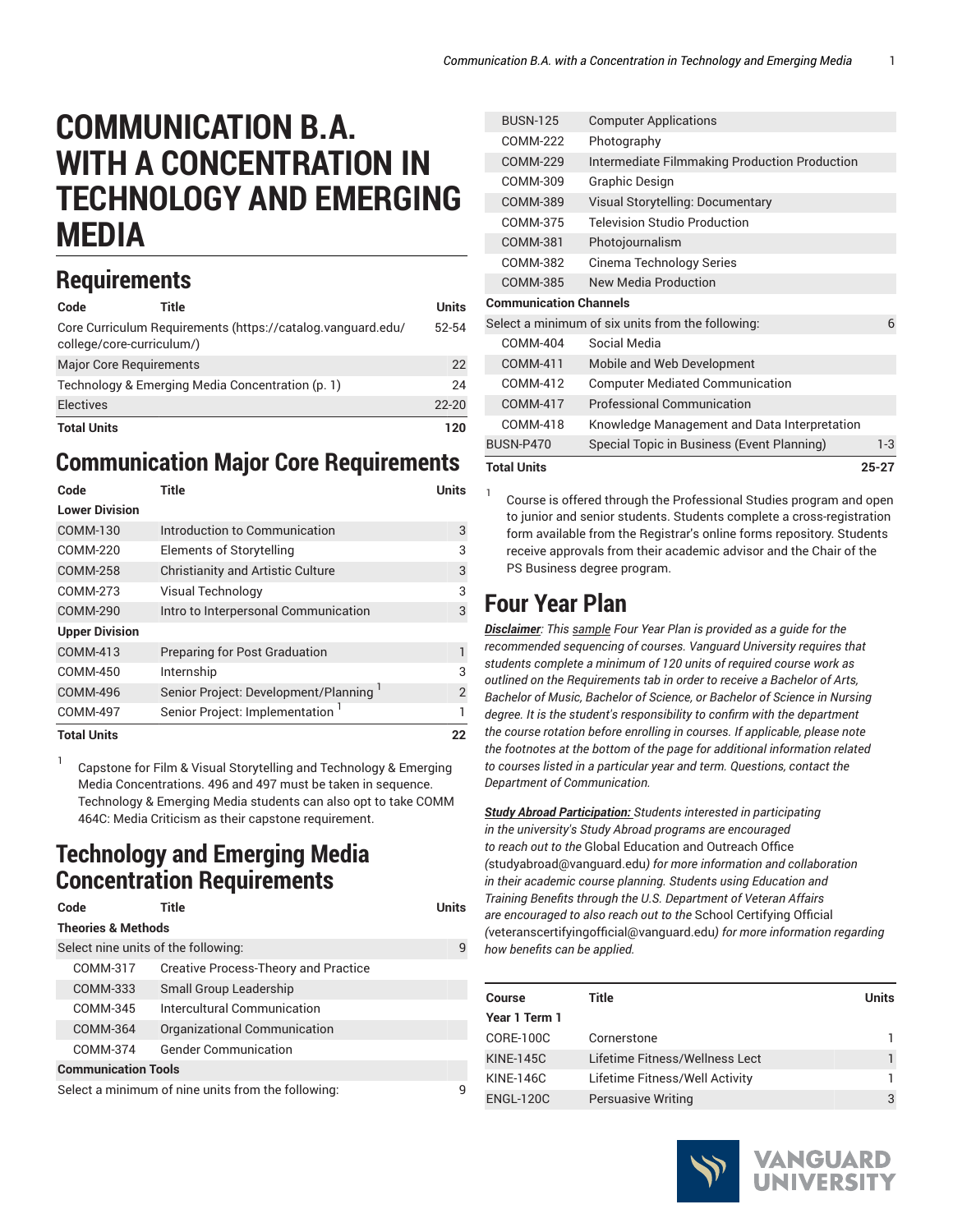# COMMUNICATION B.A. WITH A CONCENTRATION IN TECHNOLOGY AND EMERGING MEDIA

## Requirements

| Code | Title | Units |
|---|---|---|
| Core Curriculum Requirements (https://catalog.vanguard.edu/college/core-curriculum/) | | 52-54 |
| Major Core Requirements | | 22 |
| Technology & Emerging Media Concentration (p. 1) | | 24 |
| Electives | | 22-20 |
| **Total Units** | | **120** |

## Communication Major Core Requirements

| Code | Title | Units |
|---|---|---|
| **Lower Division** | | |
| COMM-130 | Introduction to Communication | 3 |
| COMM-220 | Elements of Storytelling | 3 |
| COMM-258 | Christianity and Artistic Culture | 3 |
| COMM-273 | Visual Technology | 3 |
| COMM-290 | Intro to Interpersonal Communication | 3 |
| **Upper Division** | | |
| COMM-413 | Preparing for Post Graduation | 1 |
| COMM-450 | Internship | 3 |
| COMM-496 | Senior Project: Development/Planning [1] | 2 |
| COMM-497 | Senior Project: Implementation [1] | 1 |
| **Total Units** | | **22** |

[1] Capstone for Film & Visual Storytelling and Technology & Emerging Media Concentrations. 496 and 497 must be taken in sequence. Technology & Emerging Media students can also opt to take COMM 464C: Media Criticism as their capstone requirement.

## Technology and Emerging Media Concentration Requirements

| Code | Title | Units |
|---|---|---|
| **Theories & Methods** | | |
| Select nine units of the following: | | 9 |
| COMM-317 | Creative Process-Theory and Practice | |
| COMM-333 | Small Group Leadership | |
| COMM-345 | Intercultural Communication | |
| COMM-364 | Organizational Communication | |
| COMM-374 | Gender Communication | |
| **Communication Tools** | | |
| Select a minimum of nine units from the following: | | 9 |
| BUSN-125 | Computer Applications | |
| COMM-222 | Photography | |
| COMM-229 | Intermediate Filmmaking Production Production | |
| COMM-309 | Graphic Design | |
| COMM-389 | Visual Storytelling: Documentary | |
| COMM-375 | Television Studio Production | |
| COMM-381 | Photojournalism | |
| COMM-382 | Cinema Technology Series | |
| COMM-385 | New Media Production | |
| **Communication Channels** | | |
| Select a minimum of six units from the following: | | 6 |
| COMM-404 | Social Media | |
| COMM-411 | Mobile and Web Development | |
| COMM-412 | Computer Mediated Communication | |
| COMM-417 | Professional Communication | |
| COMM-418 | Knowledge Management and Data Interpretation | |
| BUSN-P470 | Special Topic in Business (Event Planning) | 1-3 |
| **Total Units** | | **25-27** |

[1] Course is offered through the Professional Studies program and open to junior and senior students. Students complete a cross-registration form available from the Registrar's online forms repository. Students receive approvals from their academic advisor and the Chair of the PS Business degree program.

## Four Year Plan

***Disclaimer**: This sample Four Year Plan is provided as a guide for the recommended sequencing of courses. Vanguard University requires that students complete a minimum of 120 units of required course work as outlined on the Requirements tab in order to receive a Bachelor of Arts, Bachelor of Music, Bachelor of Science, or Bachelor of Science in Nursing degree. It is the student's responsibility to confirm with the department the course rotation before enrolling in courses. If applicable, please note the footnotes at the bottom of the page for additional information related to courses listed in a particular year and term. Questions, contact the Department of Communication.*

***Study Abroad Participation:** Students interested in participating in the university's Study Abroad programs are encouraged to reach out to the* Global Education and Outreach Office (studyabroad@vanguard.edu) *for more information and collaboration in their academic course planning. Students using Education and Training Benefits through the U.S. Department of Veteran Affairs are encouraged to also reach out to the* School Certifying Official (veteranscertifyingofficial@vanguard.edu) *for more information regarding how benefits can be applied.*

| Course | Title | Units |
|---|---|---|
| **Year 1 Term 1** | | |
| CORE-100C | Cornerstone | 1 |
| KINE-145C | Lifetime Fitness/Wellness Lect | 1 |
| KINE-146C | Lifetime Fitness/Well Activity | 1 |
| ENGL-120C | Persuasive Writing | 3 |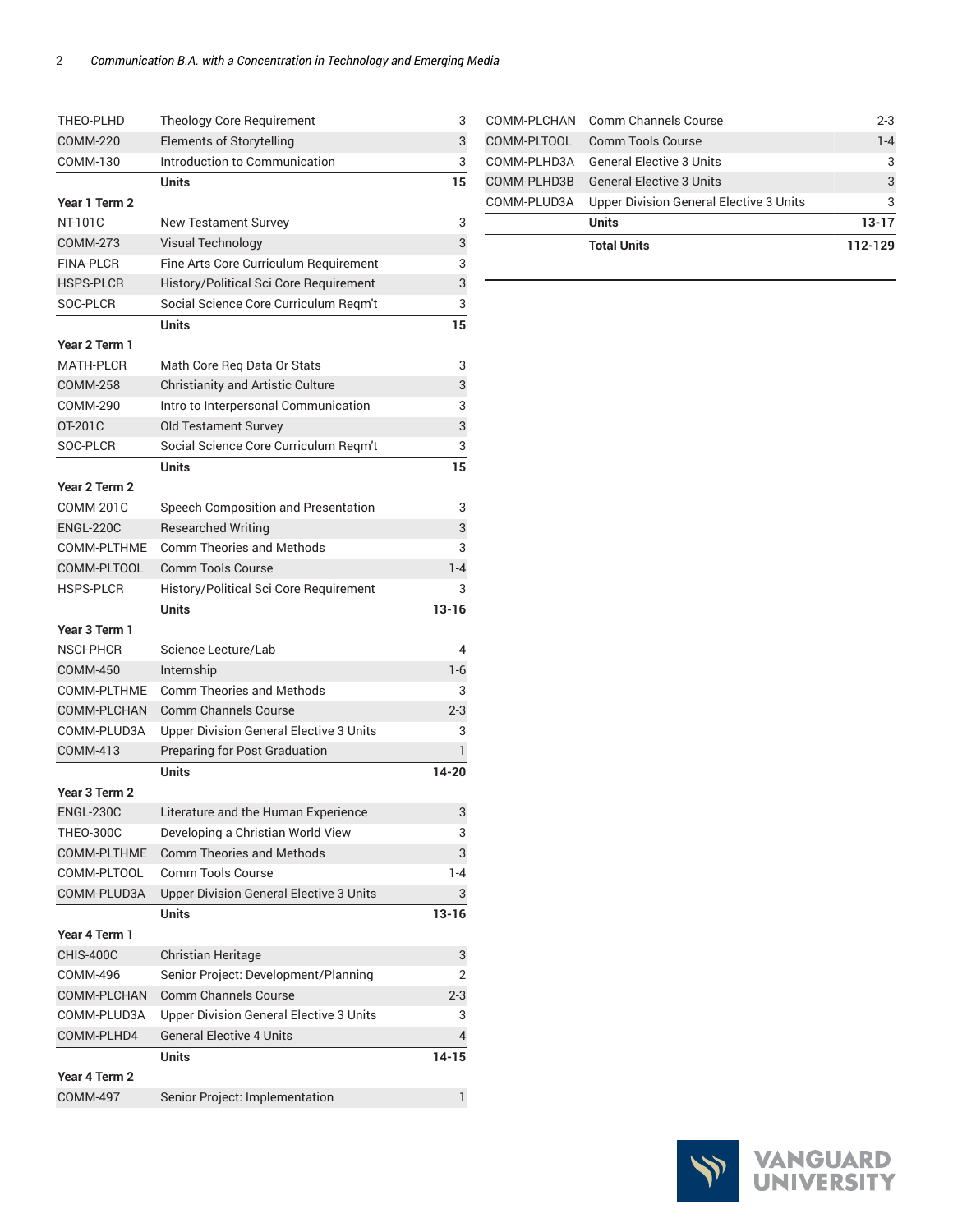| | | |
|---|---|---|
| THEO-PLHD | Theology Core Requirement | 3 |
| COMM-220 | Elements of Storytelling | 3 |
| COMM-130 | Introduction to Communication | 3 |
| | **Units** | **15** |
| **Year 1 Term 2** | | |
| NT-101C | New Testament Survey | 3 |
| COMM-273 | Visual Technology | 3 |
| FINA-PLCR | Fine Arts Core Curriculum Requirement | 3 |
| HSPS-PLCR | History/Political Sci Core Requirement | 3 |
| SOC-PLCR | Social Science Core Curriculum Reqm't | 3 |
| | **Units** | **15** |
| **Year 2 Term 1** | | |
| MATH-PLCR | Math Core Req Data Or Stats | 3 |
| COMM-258 | Christianity and Artistic Culture | 3 |
| COMM-290 | Intro to Interpersonal Communication | 3 |
| OT-201C | Old Testament Survey | 3 |
| SOC-PLCR | Social Science Core Curriculum Reqm't | 3 |
| | **Units** | **15** |
| **Year 2 Term 2** | | |
| COMM-201C | Speech Composition and Presentation | 3 |
| ENGL-220C | Researched Writing | 3 |
| COMM-PLTHME | Comm Theories and Methods | 3 |
| COMM-PLTOOL | Comm Tools Course | 1-4 |
| HSPS-PLCR | History/Political Sci Core Requirement | 3 |
| | **Units** | **13-16** |
| **Year 3 Term 1** | | |
| NSCI-PHCR | Science Lecture/Lab | 4 |
| COMM-450 | Internship | 1-6 |
| COMM-PLTHME | Comm Theories and Methods | 3 |
| COMM-PLCHAN | Comm Channels Course | 2-3 |
| COMM-PLUD3A | Upper Division General Elective 3 Units | 3 |
| COMM-413 | Preparing for Post Graduation | 1 |
| | **Units** | **14-20** |
| **Year 3 Term 2** | | |
| ENGL-230C | Literature and the Human Experience | 3 |
| THEO-300C | Developing a Christian World View | 3 |
| COMM-PLTHME | Comm Theories and Methods | 3 |
| COMM-PLTOOL | Comm Tools Course | 1-4 |
| COMM-PLUD3A | Upper Division General Elective 3 Units | 3 |
| | **Units** | **13-16** |
| **Year 4 Term 1** | | |
| CHIS-400C | Christian Heritage | 3 |
| COMM-496 | Senior Project: Development/Planning | 2 |
| COMM-PLCHAN | Comm Channels Course | 2-3 |
| COMM-PLUD3A | Upper Division General Elective 3 Units | 3 |
| COMM-PLHD4 | General Elective 4 Units | 4 |
| | **Units** | **14-15** |
| **Year 4 Term 2** | | |
| COMM-497 | Senior Project: Implementation | 1 |
| COMM-PLCHAN | Comm Channels Course | 2-3 |
| COMM-PLTOOL | Comm Tools Course | 1-4 |
| COMM-PLHD3A | General Elective 3 Units | 3 |
| COMM-PLHD3B | General Elective 3 Units | 3 |
| COMM-PLUD3A | Upper Division General Elective 3 Units | 3 |
| | **Units** | **13-17** |
| | **Total Units** | **112-129** |